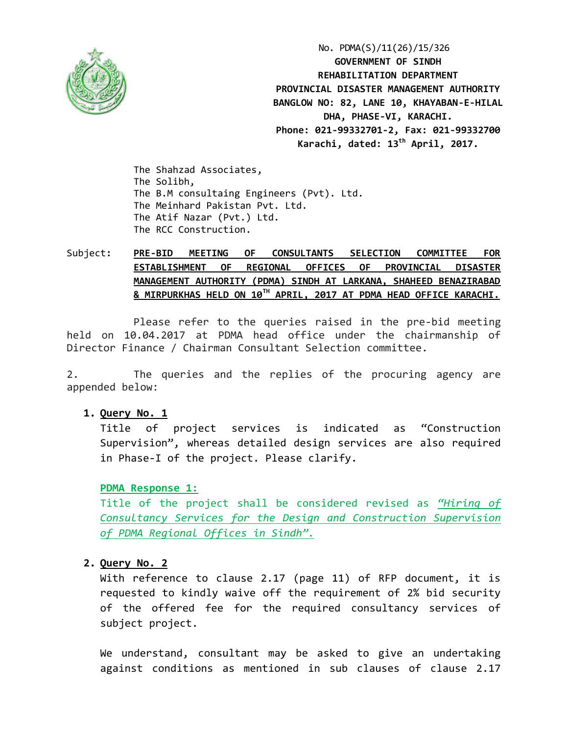No. PDMA(S)/11(26)/15/326

**GOVERNMENT OF SINDH**
**REHABILITATION DEPARTMENT**
**PROVINCIAL DISASTER MANAGEMENT AUTHORITY**
**BANGLOW NO: 82, LANE 10, KHAYABAN-E-HILAL**
**DHA, PHASE-VI, KARACHI.**
**Phone: 021-99332701-2, Fax: 021-99332700**
**Karachi, dated: 13th April, 2017.**

The Shahzad Associates,
The Solibh,
The B.M consultaing Engineers (Pvt). Ltd.
The Meinhard Pakistan Pvt. Ltd.
The Atif Nazar (Pvt.) Ltd.
The RCC Construction.

Subject: **PRE-BID MEETING OF CONSULTANTS SELECTION COMMITTEE FOR ESTABLISHMENT OF REGIONAL OFFICES OF PROVINCIAL DISASTER MANAGEMENT AUTHORITY (PDMA) SINDH AT LARKANA, SHAHEED BENAZIRABAD & MIRPURKHAS HELD ON 10TH APRIL, 2017 AT PDMA HEAD OFFICE KARACHI.**

Please refer to the queries raised in the pre-bid meeting held on 10.04.2017 at PDMA head office under the chairmanship of Director Finance / Chairman Consultant Selection committee.

2. The queries and the replies of the procuring agency are appended below:

1. **Query No. 1**

   Title of project services is indicated as "Construction Supervision", whereas detailed design services are also required in Phase-I of the project. Please clarify.

   **PDMA Response 1:**

   Title of the project shall be considered revised as *"Hiring of Consultancy Services for the Design and Construction Supervision of PDMA Regional Offices in Sindh".*

2. **Query No. 2**

   With reference to clause 2.17 (page 11) of RFP document, it is requested to kindly waive off the requirement of 2% bid security of the offered fee for the required consultancy services of subject project.

   We understand, consultant may be asked to give an undertaking against conditions as mentioned in sub clauses of clause 2.17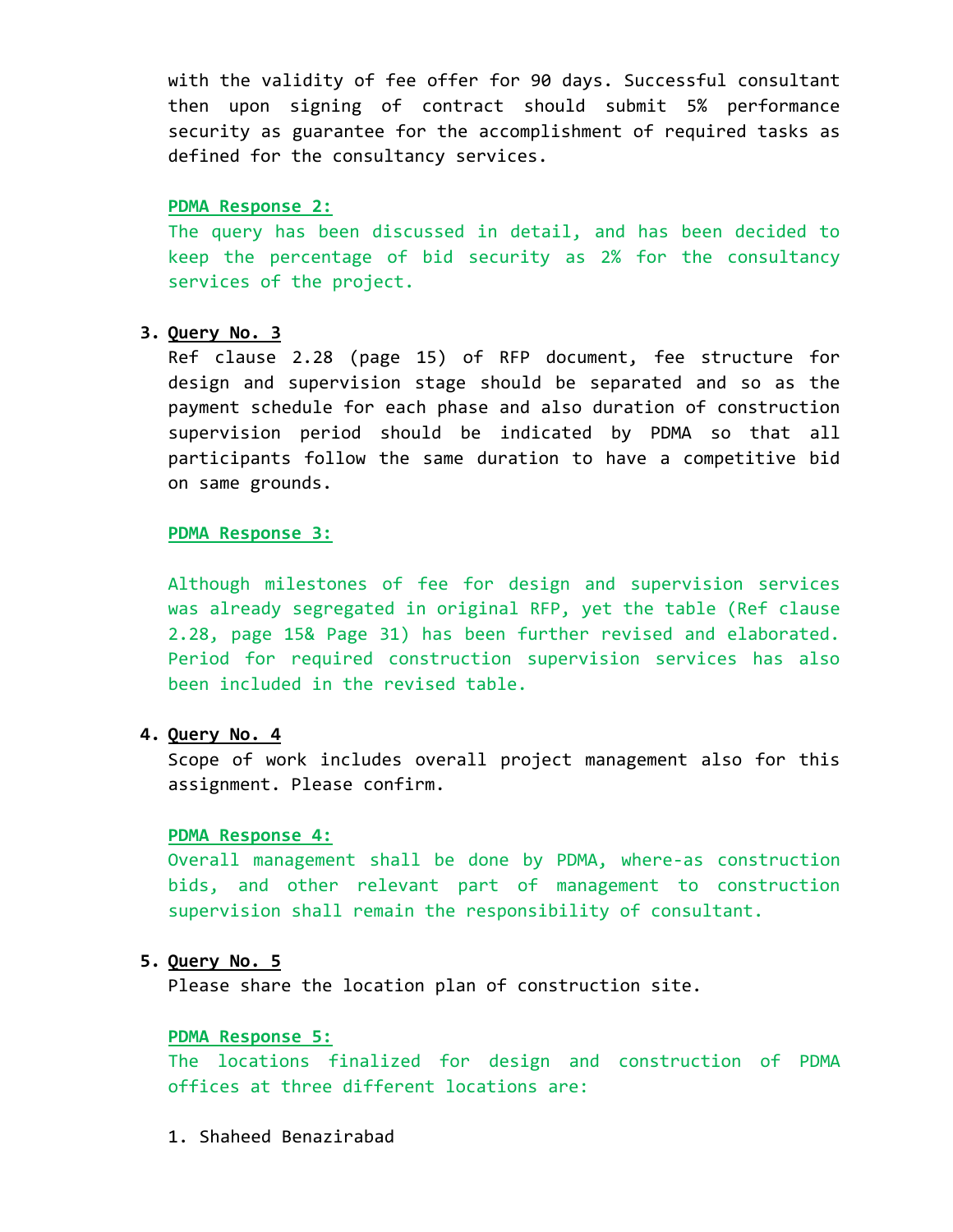with the validity of fee offer for 90 days. Successful consultant then upon signing of contract should submit 5% performance security as guarantee for the accomplishment of required tasks as defined for the consultancy services.

**PDMA Response 2:**

The query has been discussed in detail, and has been decided to keep the percentage of bid security as 2% for the consultancy services of the project.

3. **Query No. 3**

   Ref clause 2.28 (page 15) of RFP document, fee structure for design and supervision stage should be separated and so as the payment schedule for each phase and also duration of construction supervision period should be indicated by PDMA so that all participants follow the same duration to have a competitive bid on same grounds.

   **PDMA Response 3:**

   Although milestones of fee for design and supervision services was already segregated in original RFP, yet the table (Ref clause 2.28, page 15& Page 31) has been further revised and elaborated. Period for required construction supervision services has also been included in the revised table.

4. **Query No. 4**

   Scope of work includes overall project management also for this assignment. Please confirm.

   **PDMA Response 4:**

   Overall management shall be done by PDMA, where-as construction bids, and other relevant part of management to construction supervision shall remain the responsibility of consultant.

5. **Query No. 5**

   Please share the location plan of construction site.

   **PDMA Response 5:**

   The locations finalized for design and construction of PDMA offices at three different locations are:

   1. Shaheed Benazirabad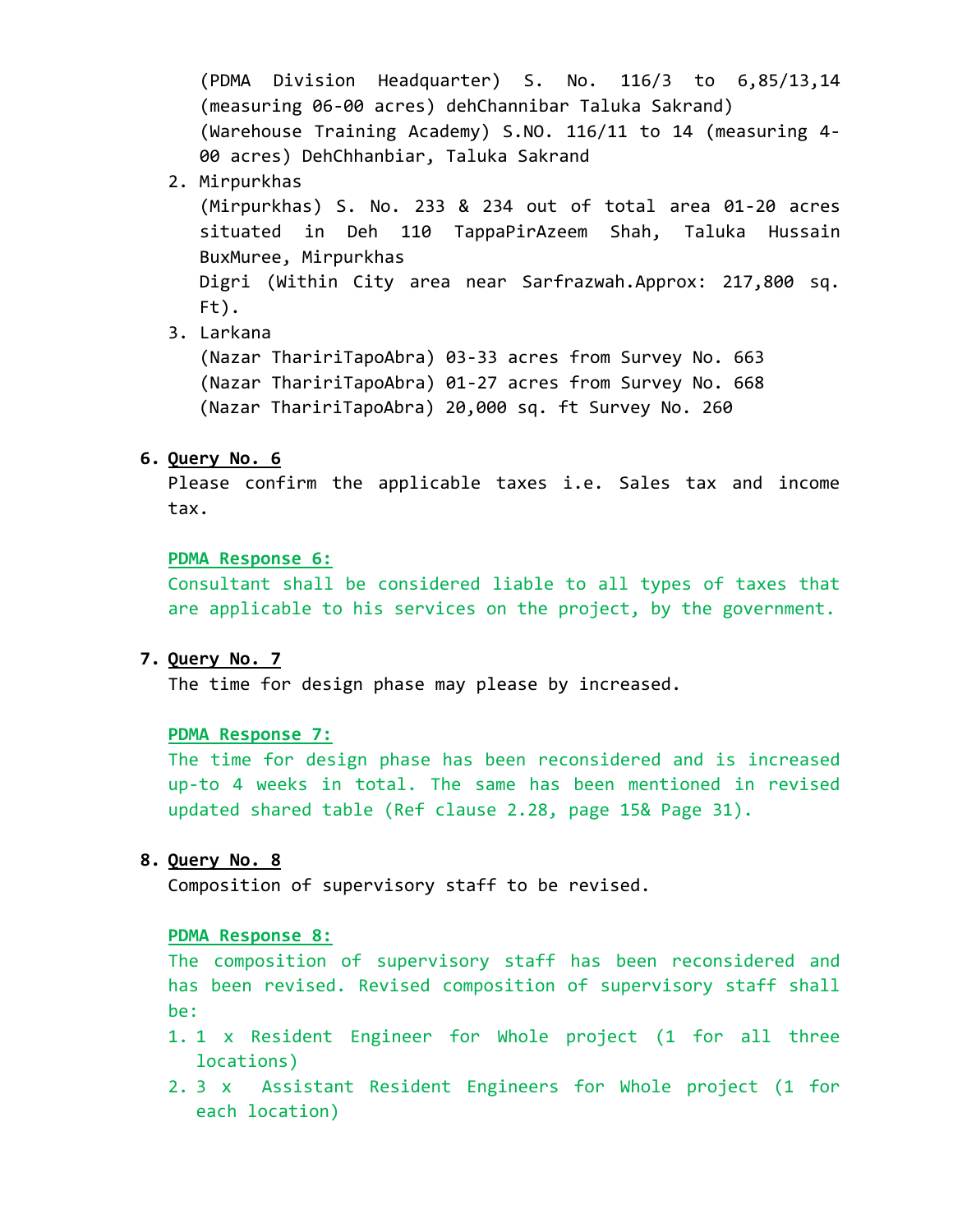(PDMA Division Headquarter) S. No. 116/3 to 6,85/13,14 (measuring 06-00 acres) dehChannibar Taluka Sakrand)

(Warehouse Training Academy) S.NO. 116/11 to 14 (measuring 4-00 acres) DehChhanbiar, Taluka Sakrand

2. Mirpurkhas

   (Mirpurkhas) S. No. 233 & 234 out of total area 01-20 acres situated in Deh 110 TappaPirAzeem Shah, Taluka Hussain BuxMuree, Mirpurkhas

   Digri (Within City area near Sarfrazwah.Approx: 217,800 sq. Ft).

3. Larkana

   (Nazar ThaririTapoAbra) 03-33 acres from Survey No. 663

   (Nazar ThaririTapoAbra) 01-27 acres from Survey No. 668

   (Nazar ThaririTapoAbra) 20,000 sq. ft Survey No. 260

6. **Query No. 6**

   Please confirm the applicable taxes i.e. Sales tax and income tax.

   **PDMA Response 6:**

   Consultant shall be considered liable to all types of taxes that are applicable to his services on the project, by the government.

7. **Query No. 7**

   The time for design phase may please by increased.

   **PDMA Response 7:**

   The time for design phase has been reconsidered and is increased up-to 4 weeks in total. The same has been mentioned in revised updated shared table (Ref clause 2.28, page 15& Page 31).

8. **Query No. 8**

   Composition of supervisory staff to be revised.

   **PDMA Response 8:**

   The composition of supervisory staff has been reconsidered and has been revised. Revised composition of supervisory staff shall be:

   1. 1 x Resident Engineer for Whole project (1 for all three locations)
   2. 3 x Assistant Resident Engineers for Whole project (1 for each location)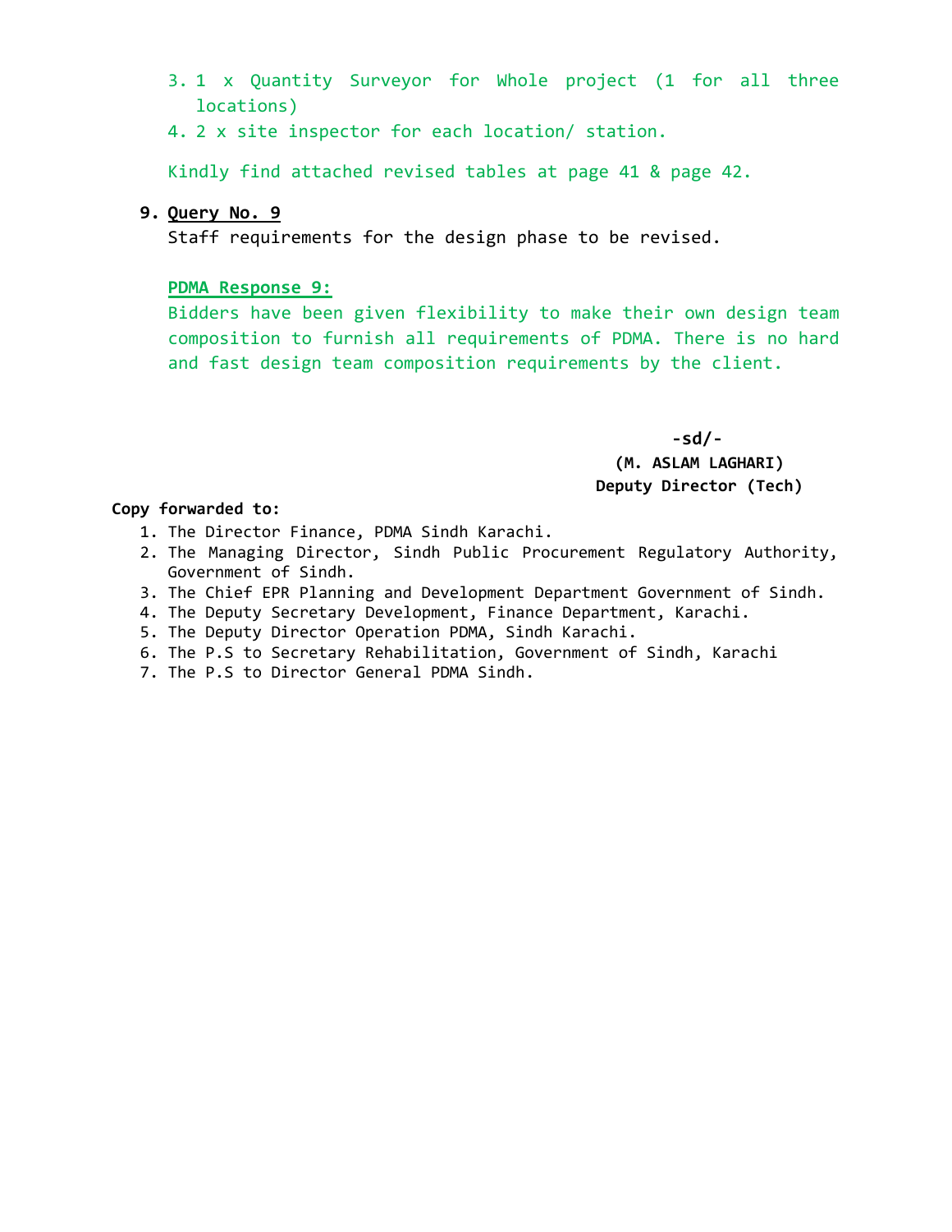3. 1 x Quantity Surveyor for Whole project (1 for all three locations)
4. 2 x site inspector for each location/ station.

Kindly find attached revised tables at page 41 & page 42.

9. **Query No. 9**

   Staff requirements for the design phase to be revised.

   **PDMA Response 9:**

   Bidders have been given flexibility to make their own design team composition to furnish all requirements of PDMA. There is no hard and fast design team composition requirements by the client.

**-sd/-**
**(M. ASLAM LAGHARI)**
**Deputy Director (Tech)**

**Copy forwarded to:**

1. The Director Finance, PDMA Sindh Karachi.
2. The Managing Director, Sindh Public Procurement Regulatory Authority, Government of Sindh.
3. The Chief EPR Planning and Development Department Government of Sindh.
4. The Deputy Secretary Development, Finance Department, Karachi.
5. The Deputy Director Operation PDMA, Sindh Karachi.
6. The P.S to Secretary Rehabilitation, Government of Sindh, Karachi
7. The P.S to Director General PDMA Sindh.